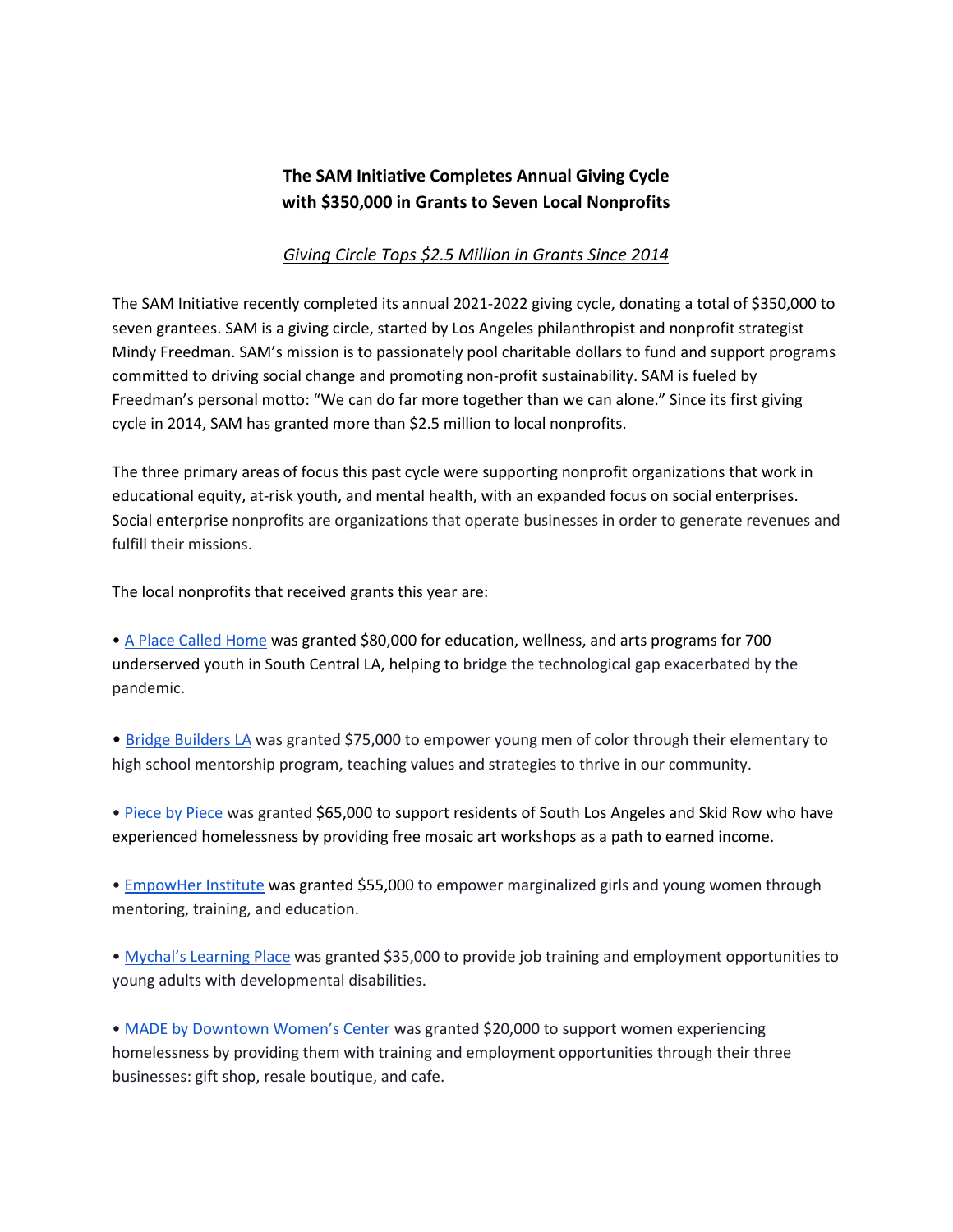# The SAM Initiative Completes Annual Giving Cycle with $350,000 in Grants to Seven Local Nonprofits

*Giving Circle Tops $2.5 Million in Grants Since 2014*

The SAM Initiative recently completed its annual 2021-2022 giving cycle, donating a total of $350,000 to seven grantees. SAM is a giving circle, started by Los Angeles philanthropist and nonprofit strategist Mindy Freedman. SAM's mission is to passionately pool charitable dollars to fund and support programs committed to driving social change and promoting non-profit sustainability. SAM is fueled by Freedman's personal motto: "We can do far more together than we can alone." Since its first giving cycle in 2014, SAM has granted more than $2.5 million to local nonprofits.

The three primary areas of focus this past cycle were supporting nonprofit organizations that work in educational equity, at-risk youth, and mental health, with an expanded focus on social enterprises. Social enterprise nonprofits are organizations that operate businesses in order to generate revenues and fulfill their missions.

The local nonprofits that received grants this year are:

- A Place Called Home was granted $80,000 for education, wellness, and arts programs for 700 underserved youth in South Central LA, helping to bridge the technological gap exacerbated by the pandemic.

- Bridge Builders LA was granted $75,000 to empower young men of color through their elementary to high school mentorship program, teaching values and strategies to thrive in our community.

- Piece by Piece was granted $65,000 to support residents of South Los Angeles and Skid Row who have experienced homelessness by providing free mosaic art workshops as a path to earned income.

- EmpowHer Institute was granted $55,000 to empower marginalized girls and young women through mentoring, training, and education.

- Mychal's Learning Place was granted $35,000 to provide job training and employment opportunities to young adults with developmental disabilities.

- MADE by Downtown Women's Center was granted $20,000 to support women experiencing homelessness by providing them with training and employment opportunities through their three businesses: gift shop, resale boutique, and cafe.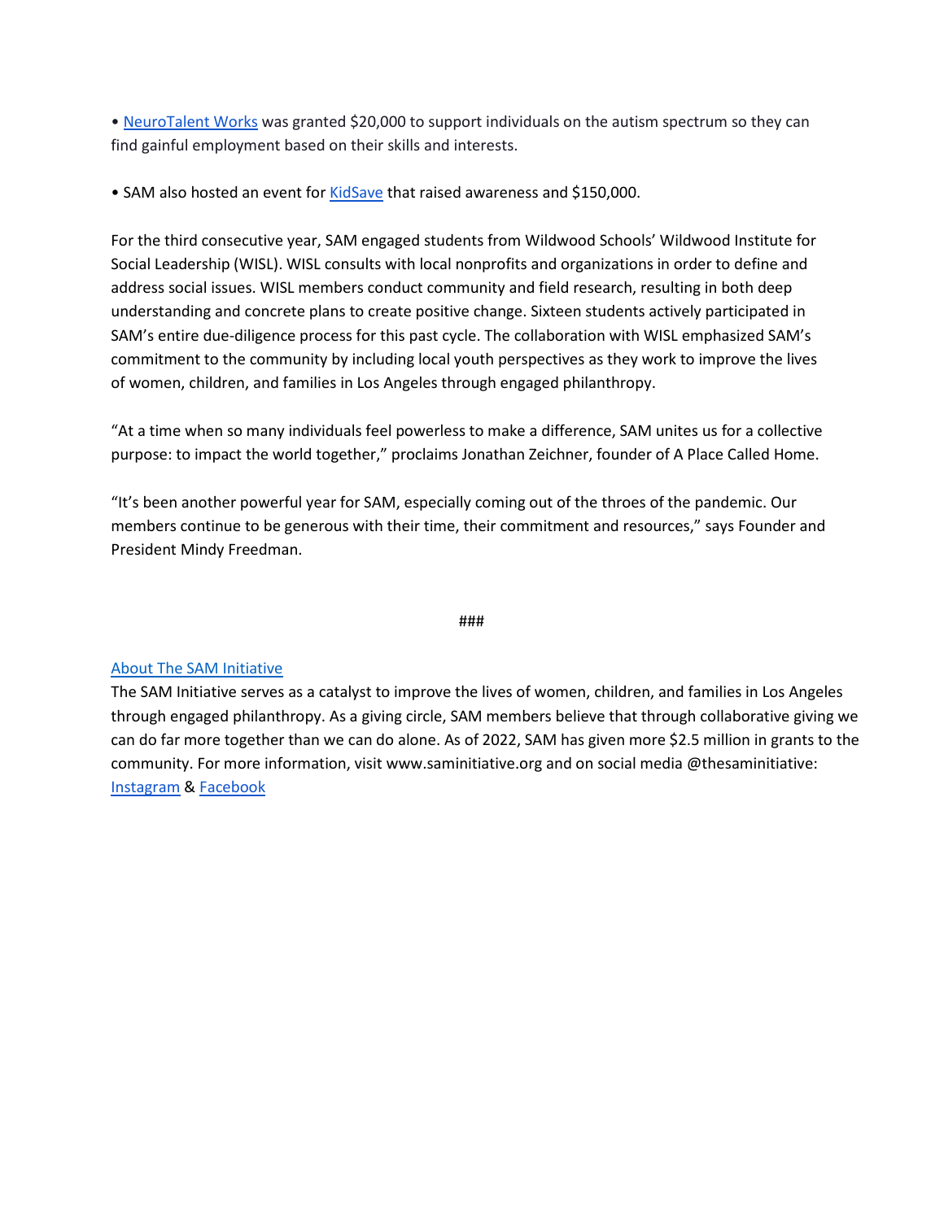• NeuroTalent Works was granted $20,000 to support individuals on the autism spectrum so they can find gainful employment based on their skills and interests.

• SAM also hosted an event for KidSave that raised awareness and $150,000.

For the third consecutive year, SAM engaged students from Wildwood Schools' Wildwood Institute for Social Leadership (WISL). WISL consults with local nonprofits and organizations in order to define and address social issues. WISL members conduct community and field research, resulting in both deep understanding and concrete plans to create positive change. Sixteen students actively participated in SAM's entire due-diligence process for this past cycle. The collaboration with WISL emphasized SAM's commitment to the community by including local youth perspectives as they work to improve the lives of women, children, and families in Los Angeles through engaged philanthropy.

"At a time when so many individuals feel powerless to make a difference, SAM unites us for a collective purpose: to impact the world together," proclaims Jonathan Zeichner, founder of A Place Called Home.

"It's been another powerful year for SAM, especially coming out of the throes of the pandemic. Our members continue to be generous with their time, their commitment and resources," says Founder and President Mindy Freedman.

###

About The SAM Initiative

The SAM Initiative serves as a catalyst to improve the lives of women, children, and families in Los Angeles through engaged philanthropy. As a giving circle, SAM members believe that through collaborative giving we can do far more together than we can do alone. As of 2022, SAM has given more $2.5 million in grants to the community. For more information, visit www.saminitiative.org and on social media @thesaminitiative: Instagram & Facebook